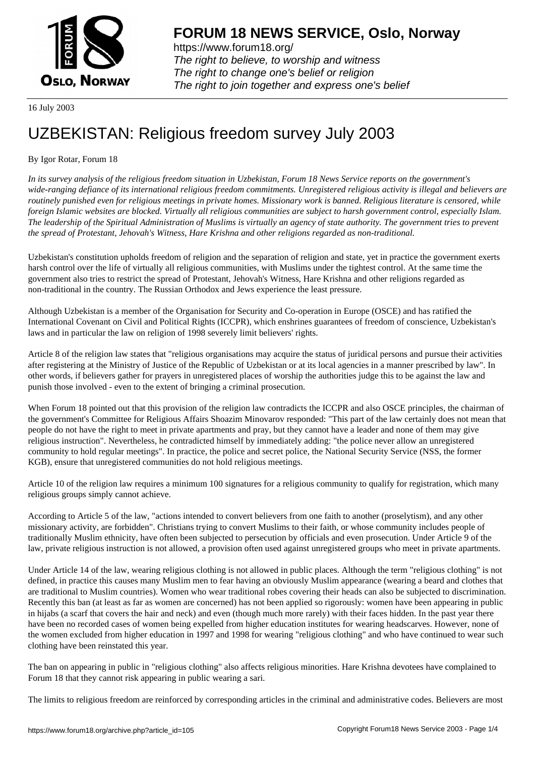# FORUM 18 NEWS SERVICE, Oslo, Norway

https://www.forum18.org/
*The right to believe, to worship and witness*
*The right to change one's belief or religion*
*The right to join together and express one's belief*

16 July 2003

# UZBEKISTAN: Religious freedom survey July 2003

By Igor Rotar, Forum 18

*In its survey analysis of the religious freedom situation in Uzbekistan, Forum 18 News Service reports on the government's wide-ranging defiance of its international religious freedom commitments. Unregistered religious activity is illegal and believers are routinely punished even for religious meetings in private homes. Missionary work is banned. Religious literature is censored, while foreign Islamic websites are blocked. Virtually all religious communities are subject to harsh government control, especially Islam. The leadership of the Spiritual Administration of Muslims is virtually an agency of state authority. The government tries to prevent the spread of Protestant, Jehovah's Witness, Hare Krishna and other religions regarded as non-traditional.*

Uzbekistan's constitution upholds freedom of religion and the separation of religion and state, yet in practice the government exerts harsh control over the life of virtually all religious communities, with Muslims under the tightest control. At the same time the government also tries to restrict the spread of Protestant, Jehovah's Witness, Hare Krishna and other religions regarded as non-traditional in the country. The Russian Orthodox and Jews experience the least pressure.

Although Uzbekistan is a member of the Organisation for Security and Co-operation in Europe (OSCE) and has ratified the International Covenant on Civil and Political Rights (ICCPR), which enshrines guarantees of freedom of conscience, Uzbekistan's laws and in particular the law on religion of 1998 severely limit believers' rights.

Article 8 of the religion law states that "religious organisations may acquire the status of juridical persons and pursue their activities after registering at the Ministry of Justice of the Republic of Uzbekistan or at its local agencies in a manner prescribed by law". In other words, if believers gather for prayers in unregistered places of worship the authorities judge this to be against the law and punish those involved - even to the extent of bringing a criminal prosecution.

When Forum 18 pointed out that this provision of the religion law contradicts the ICCPR and also OSCE principles, the chairman of the government's Committee for Religious Affairs Shoazim Minovarov responded: "This part of the law certainly does not mean that people do not have the right to meet in private apartments and pray, but they cannot have a leader and none of them may give religious instruction". Nevertheless, he contradicted himself by immediately adding: "the police never allow an unregistered community to hold regular meetings". In practice, the police and secret police, the National Security Service (NSS, the former KGB), ensure that unregistered communities do not hold religious meetings.

Article 10 of the religion law requires a minimum 100 signatures for a religious community to qualify for registration, which many religious groups simply cannot achieve.

According to Article 5 of the law, "actions intended to convert believers from one faith to another (proselytism), and any other missionary activity, are forbidden". Christians trying to convert Muslims to their faith, or whose community includes people of traditionally Muslim ethnicity, have often been subjected to persecution by officials and even prosecution. Under Article 9 of the law, private religious instruction is not allowed, a provision often used against unregistered groups who meet in private apartments.

Under Article 14 of the law, wearing religious clothing is not allowed in public places. Although the term "religious clothing" is not defined, in practice this causes many Muslim men to fear having an obviously Muslim appearance (wearing a beard and clothes that are traditional to Muslim countries). Women who wear traditional robes covering their heads can also be subjected to discrimination. Recently this ban (at least as far as women are concerned) has not been applied so rigorously: women have been appearing in public in hijabs (a scarf that covers the hair and neck) and even (though much more rarely) with their faces hidden. In the past year there have been no recorded cases of women being expelled from higher education institutes for wearing headscarves. However, none of the women excluded from higher education in 1997 and 1998 for wearing "religious clothing" and who have continued to wear such clothing have been reinstated this year.

The ban on appearing in public in "religious clothing" also affects religious minorities. Hare Krishna devotees have complained to Forum 18 that they cannot risk appearing in public wearing a sari.

The limits to religious freedom are reinforced by corresponding articles in the criminal and administrative codes. Believers are most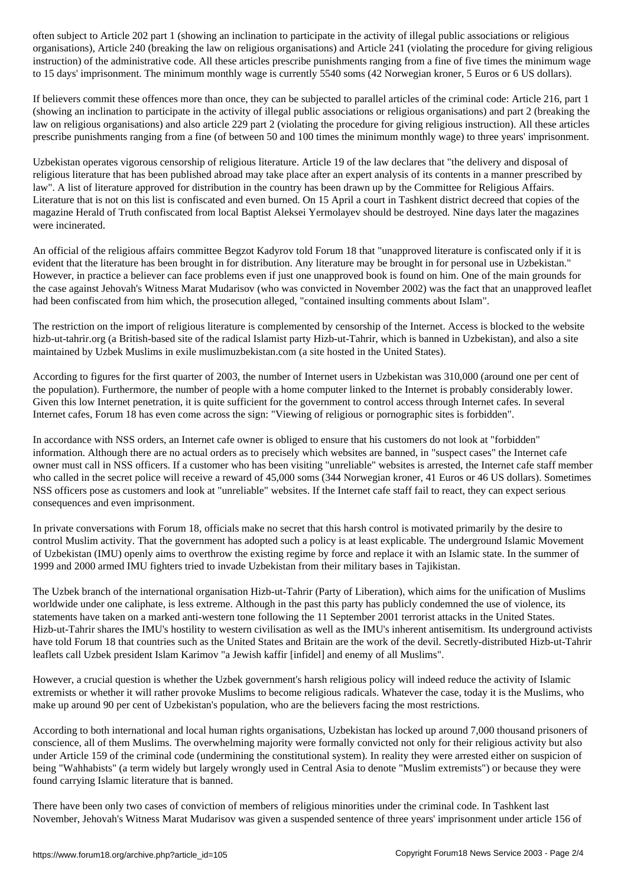often subject to Article 202 part 1 (showing an inclination to participate in the activity of illegal public associations or religious organisations), Article 240 (breaking the law on religious organisations) and Article 241 (violating the procedure for giving religious instruction) of the administrative code. All these articles prescribe punishments ranging from a fine of five times the minimum wage to 15 days' imprisonment. The minimum monthly wage is currently 5540 soms (42 Norwegian kroner, 5 Euros or 6 US dollars).

If believers commit these offences more than once, they can be subjected to parallel articles of the criminal code: Article 216, part 1 (showing an inclination to participate in the activity of illegal public associations or religious organisations) and part 2 (breaking the law on religious organisations) and also article 229 part 2 (violating the procedure for giving religious instruction). All these articles prescribe punishments ranging from a fine (of between 50 and 100 times the minimum monthly wage) to three years' imprisonment.

Uzbekistan operates vigorous censorship of religious literature. Article 19 of the law declares that "the delivery and disposal of religious literature that has been published abroad may take place after an expert analysis of its contents in a manner prescribed by law". A list of literature approved for distribution in the country has been drawn up by the Committee for Religious Affairs. Literature that is not on this list is confiscated and even burned. On 15 April a court in Tashkent district decreed that copies of the magazine Herald of Truth confiscated from local Baptist Aleksei Yermolayev should be destroyed. Nine days later the magazines were incinerated.

An official of the religious affairs committee Begzot Kadyrov told Forum 18 that "unapproved literature is confiscated only if it is evident that the literature has been brought in for distribution. Any literature may be brought in for personal use in Uzbekistan." However, in practice a believer can face problems even if just one unapproved book is found on him. One of the main grounds for the case against Jehovah's Witness Marat Mudarisov (who was convicted in November 2002) was the fact that an unapproved leaflet had been confiscated from him which, the prosecution alleged, "contained insulting comments about Islam".

The restriction on the import of religious literature is complemented by censorship of the Internet. Access is blocked to the website hizb-ut-tahrir.org (a British-based site of the radical Islamist party Hizb-ut-Tahrir, which is banned in Uzbekistan), and also a site maintained by Uzbek Muslims in exile muslimuzbekistan.com (a site hosted in the United States).

According to figures for the first quarter of 2003, the number of Internet users in Uzbekistan was 310,000 (around one per cent of the population). Furthermore, the number of people with a home computer linked to the Internet is probably considerably lower. Given this low Internet penetration, it is quite sufficient for the government to control access through Internet cafes. In several Internet cafes, Forum 18 has even come across the sign: "Viewing of religious or pornographic sites is forbidden".

In accordance with NSS orders, an Internet cafe owner is obliged to ensure that his customers do not look at "forbidden" information. Although there are no actual orders as to precisely which websites are banned, in "suspect cases" the Internet cafe owner must call in NSS officers. If a customer who has been visiting "unreliable" websites is arrested, the Internet cafe staff member who called in the secret police will receive a reward of 45,000 soms (344 Norwegian kroner, 41 Euros or 46 US dollars). Sometimes NSS officers pose as customers and look at "unreliable" websites. If the Internet cafe staff fail to react, they can expect serious consequences and even imprisonment.

In private conversations with Forum 18, officials make no secret that this harsh control is motivated primarily by the desire to control Muslim activity. That the government has adopted such a policy is at least explicable. The underground Islamic Movement of Uzbekistan (IMU) openly aims to overthrow the existing regime by force and replace it with an Islamic state. In the summer of 1999 and 2000 armed IMU fighters tried to invade Uzbekistan from their military bases in Tajikistan.

The Uzbek branch of the international organisation Hizb-ut-Tahrir (Party of Liberation), which aims for the unification of Muslims worldwide under one caliphate, is less extreme. Although in the past this party has publicly condemned the use of violence, its statements have taken on a marked anti-western tone following the 11 September 2001 terrorist attacks in the United States. Hizb-ut-Tahrir shares the IMU's hostility to western civilisation as well as the IMU's inherent antisemitism. Its underground activists have told Forum 18 that countries such as the United States and Britain are the work of the devil. Secretly-distributed Hizb-ut-Tahrir leaflets call Uzbek president Islam Karimov "a Jewish kaffir [infidel] and enemy of all Muslims".

However, a crucial question is whether the Uzbek government's harsh religious policy will indeed reduce the activity of Islamic extremists or whether it will rather provoke Muslims to become religious radicals. Whatever the case, today it is the Muslims, who make up around 90 per cent of Uzbekistan's population, who are the believers facing the most restrictions.

According to both international and local human rights organisations, Uzbekistan has locked up around 7,000 thousand prisoners of conscience, all of them Muslims. The overwhelming majority were formally convicted not only for their religious activity but also under Article 159 of the criminal code (undermining the constitutional system). In reality they were arrested either on suspicion of being "Wahhabists" (a term widely but largely wrongly used in Central Asia to denote "Muslim extremists") or because they were found carrying Islamic literature that is banned.

There have been only two cases of conviction of members of religious minorities under the criminal code. In Tashkent last November, Jehovah's Witness Marat Mudarisov was given a suspended sentence of three years' imprisonment under article 156 of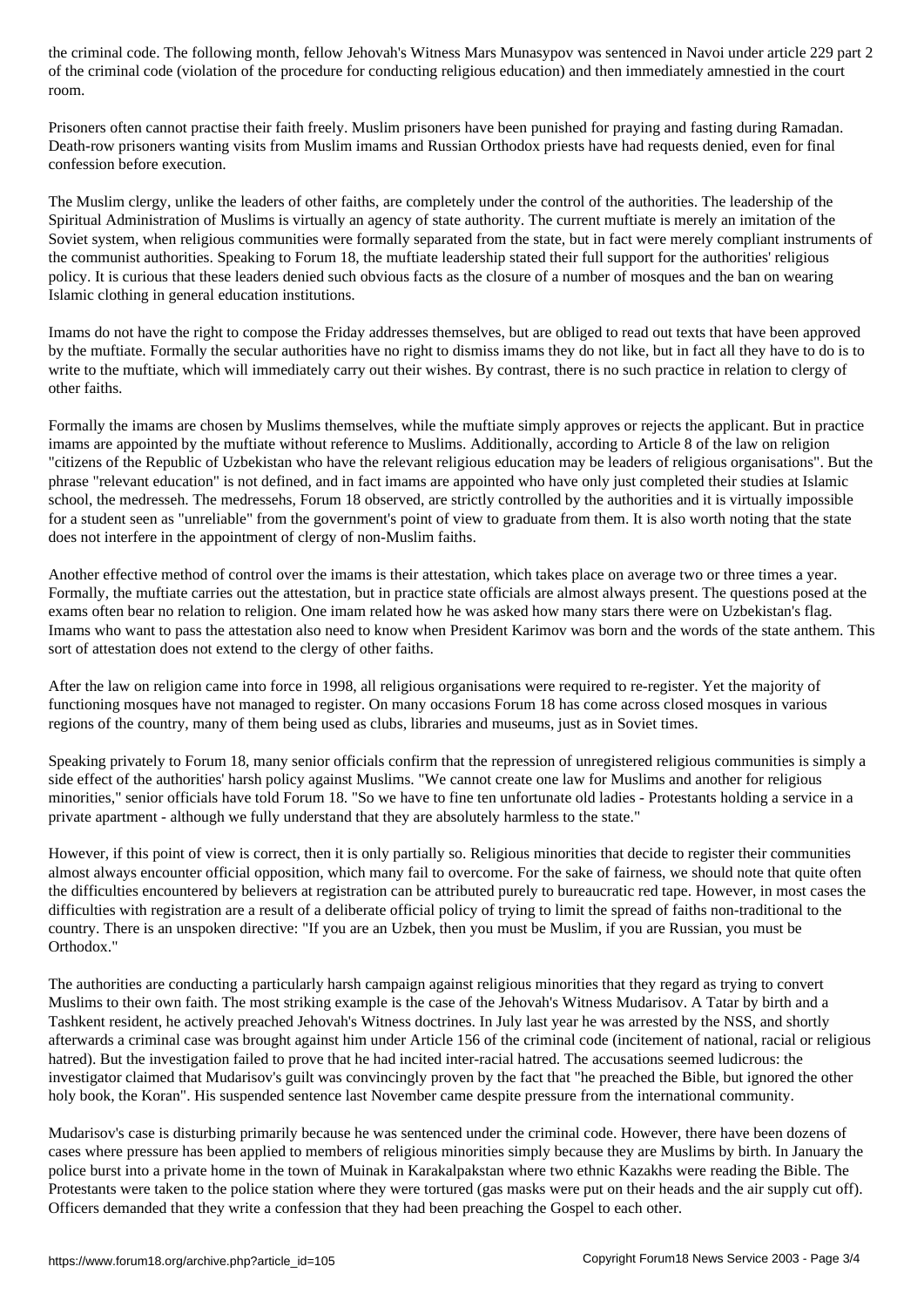the criminal code. The following month, fellow Jehovah's Witness Mars Munasypov was sentenced in Navoi under article 229 part 2 of the criminal code (violation of the procedure for conducting religious education) and then immediately amnestied in the court room.

Prisoners often cannot practise their faith freely. Muslim prisoners have been punished for praying and fasting during Ramadan. Death-row prisoners wanting visits from Muslim imams and Russian Orthodox priests have had requests denied, even for final confession before execution.

The Muslim clergy, unlike the leaders of other faiths, are completely under the control of the authorities. The leadership of the Spiritual Administration of Muslims is virtually an agency of state authority. The current muftiate is merely an imitation of the Soviet system, when religious communities were formally separated from the state, but in fact were merely compliant instruments of the communist authorities. Speaking to Forum 18, the muftiate leadership stated their full support for the authorities' religious policy. It is curious that these leaders denied such obvious facts as the closure of a number of mosques and the ban on wearing Islamic clothing in general education institutions.

Imams do not have the right to compose the Friday addresses themselves, but are obliged to read out texts that have been approved by the muftiate. Formally the secular authorities have no right to dismiss imams they do not like, but in fact all they have to do is to write to the muftiate, which will immediately carry out their wishes. By contrast, there is no such practice in relation to clergy of other faiths.

Formally the imams are chosen by Muslims themselves, while the muftiate simply approves or rejects the applicant. But in practice imams are appointed by the muftiate without reference to Muslims. Additionally, according to Article 8 of the law on religion "citizens of the Republic of Uzbekistan who have the relevant religious education may be leaders of religious organisations". But the phrase "relevant education" is not defined, and in fact imams are appointed who have only just completed their studies at Islamic school, the medresseh. The medressehs, Forum 18 observed, are strictly controlled by the authorities and it is virtually impossible for a student seen as "unreliable" from the government's point of view to graduate from them. It is also worth noting that the state does not interfere in the appointment of clergy of non-Muslim faiths.

Another effective method of control over the imams is their attestation, which takes place on average two or three times a year. Formally, the muftiate carries out the attestation, but in practice state officials are almost always present. The questions posed at the exams often bear no relation to religion. One imam related how he was asked how many stars there were on Uzbekistan's flag. Imams who want to pass the attestation also need to know when President Karimov was born and the words of the state anthem. This sort of attestation does not extend to the clergy of other faiths.

After the law on religion came into force in 1998, all religious organisations were required to re-register. Yet the majority of functioning mosques have not managed to register. On many occasions Forum 18 has come across closed mosques in various regions of the country, many of them being used as clubs, libraries and museums, just as in Soviet times.

Speaking privately to Forum 18, many senior officials confirm that the repression of unregistered religious communities is simply a side effect of the authorities' harsh policy against Muslims. "We cannot create one law for Muslims and another for religious minorities," senior officials have told Forum 18. "So we have to fine ten unfortunate old ladies - Protestants holding a service in a private apartment - although we fully understand that they are absolutely harmless to the state."

However, if this point of view is correct, then it is only partially so. Religious minorities that decide to register their communities almost always encounter official opposition, which many fail to overcome. For the sake of fairness, we should note that quite often the difficulties encountered by believers at registration can be attributed purely to bureaucratic red tape. However, in most cases the difficulties with registration are a result of a deliberate official policy of trying to limit the spread of faiths non-traditional to the country. There is an unspoken directive: "If you are an Uzbek, then you must be Muslim, if you are Russian, you must be Orthodox."

The authorities are conducting a particularly harsh campaign against religious minorities that they regard as trying to convert Muslims to their own faith. The most striking example is the case of the Jehovah's Witness Mudarisov. A Tatar by birth and a Tashkent resident, he actively preached Jehovah's Witness doctrines. In July last year he was arrested by the NSS, and shortly afterwards a criminal case was brought against him under Article 156 of the criminal code (incitement of national, racial or religious hatred). But the investigation failed to prove that he had incited inter-racial hatred. The accusations seemed ludicrous: the investigator claimed that Mudarisov's guilt was convincingly proven by the fact that "he preached the Bible, but ignored the other holy book, the Koran". His suspended sentence last November came despite pressure from the international community.

Mudarisov's case is disturbing primarily because he was sentenced under the criminal code. However, there have been dozens of cases where pressure has been applied to members of religious minorities simply because they are Muslims by birth. In January the police burst into a private home in the town of Muinak in Karakalpakstan where two ethnic Kazakhs were reading the Bible. The Protestants were taken to the police station where they were tortured (gas masks were put on their heads and the air supply cut off). Officers demanded that they write a confession that they had been preaching the Gospel to each other.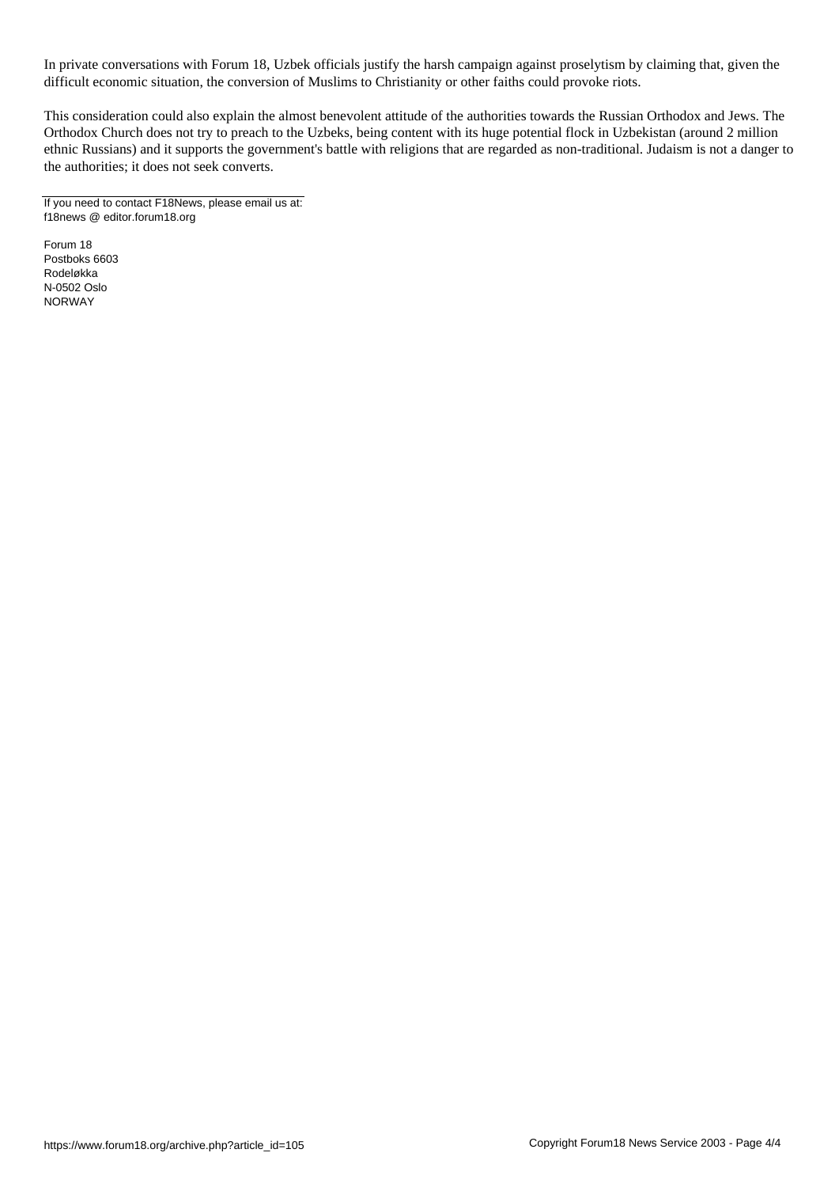In private conversations with Forum 18, Uzbek officials justify the harsh campaign against proselytism by claiming that, given the difficult economic situation, the conversion of Muslims to Christianity or other faiths could provoke riots.

This consideration could also explain the almost benevolent attitude of the authorities towards the Russian Orthodox and Jews. The Orthodox Church does not try to preach to the Uzbeks, being content with its huge potential flock in Uzbekistan (around 2 million ethnic Russians) and it supports the government's battle with religions that are regarded as non-traditional. Judaism is not a danger to the authorities; it does not seek converts.

---

If you need to contact F18News, please email us at:
f18news @ editor.forum18.org

Forum 18
Postboks 6603
Rodeløkka
N-0502 Oslo
NORWAY